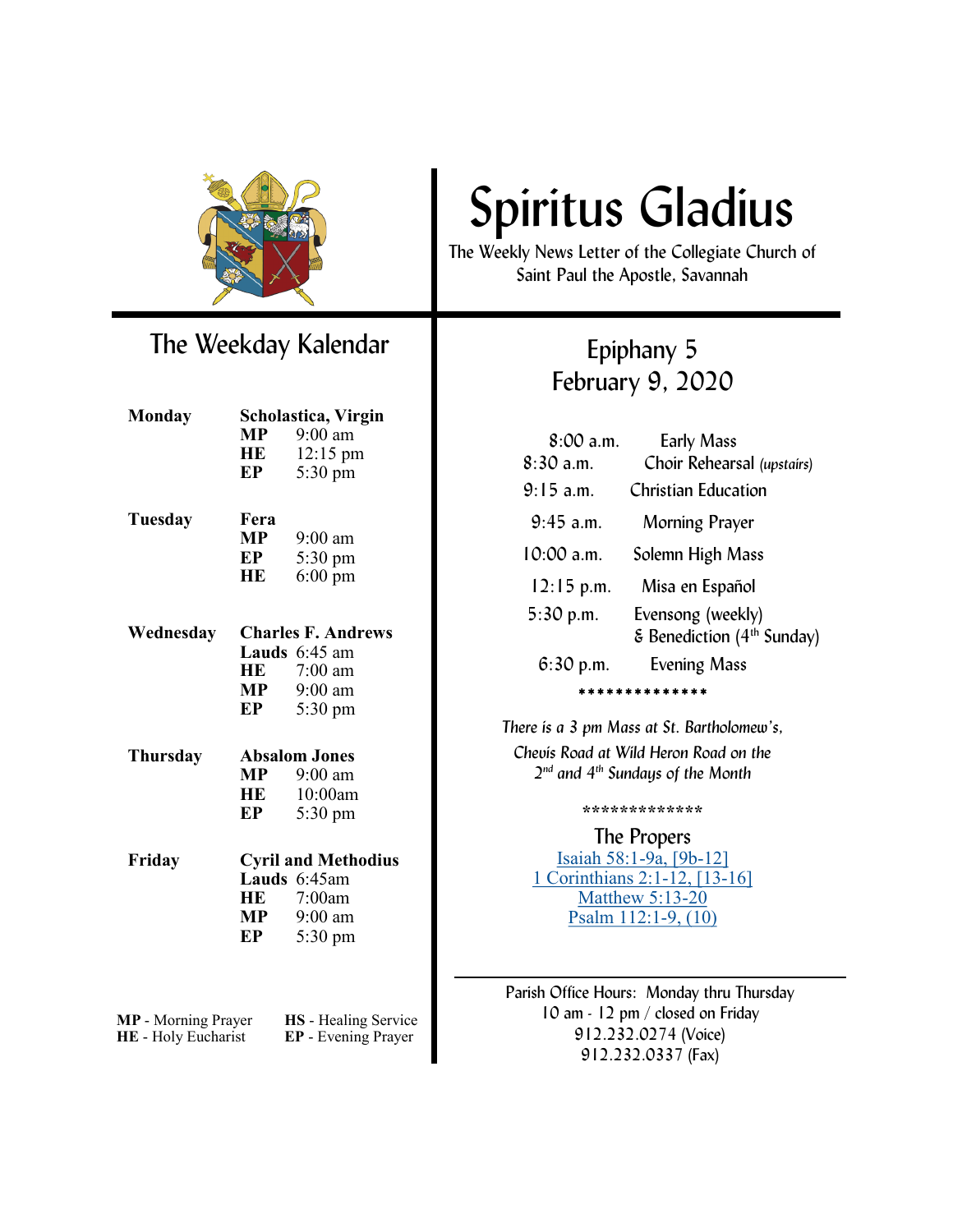# Spiritus Gladius

The Weekly News Letter of the Collegiate Church of Saint Paul the Apostle, Savannah

## The Weekday Kalendar

| | | | |
|---|---|---|---|
| **Monday** | **Scholastica, Virgin** | | |
| | **MP** | 9:00 am | |
| | **HE** | 12:15 pm | |
| | **EP** | 5:30 pm | |
| **Tuesday** | **Fera** | | |
| | **MP** | 9:00 am | |
| | **EP** | 5:30 pm | |
| | **HE** | 6:00 pm | |
| **Wednesday** | **Charles F. Andrews** | | |
| | **Lauds** | 6:45 am | |
| | **HE** | 7:00 am | |
| | **MP** | 9:00 am | |
| | **EP** | 5:30 pm | |
| **Thursday** | **Absalom Jones** | | |
| | **MP** | 9:00 am | |
| | **HE** | 10:00am | |
| | **EP** | 5:30 pm | |
| **Friday** | **Cyril and Methodius** | | |
| | **Lauds** | 6:45am | |
| | **HE** | 7:00am | |
| | **MP** | 9:00 am | |
| | **EP** | 5:30 pm | |

**MP** - Morning Prayer
**HE** - Holy Eucharist
**HS** - Healing Service
**EP** - Evening Prayer

## Epiphany 5
## February 9, 2020

| | |
|---|---|
| 8:00 a.m. | Early Mass |
| 8:30 a.m. | Choir Rehearsal *(upstairs)* |
| 9:15 a.m. | Christian Education |
| 9:45 a.m. | Morning Prayer |
| 10:00 a.m. | Solemn High Mass |
| 12:15 p.m. | Misa en Español |
| 5:30 p.m. | Evensong (weekly) & Benediction (4th Sunday) |
| 6:30 p.m. | Evening Mass |

**************

*There is a 3 pm Mass at St. Bartholomew's, Chevis Road at Wild Heron Road on the 2nd and 4th Sundays of the Month*

*************

### The Propers

Isaiah 58:1-9a, [9b-12]
1 Corinthians 2:1-12, [13-16]
Matthew 5:13-20
Psalm 112:1-9, (10)

Parish Office Hours: Monday thru Thursday
10 am - 12 pm / closed on Friday
912.232.0274 (Voice)
912.232.0337 (Fax)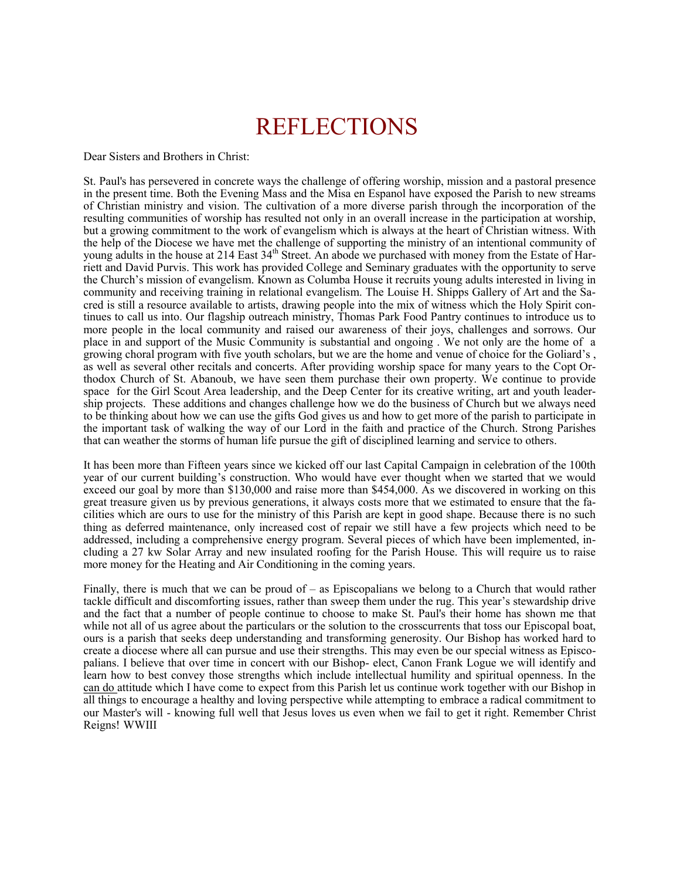# REFLECTIONS

Dear Sisters and Brothers in Christ:

St. Paul's has persevered in concrete ways the challenge of offering worship, mission and a pastoral presence in the present time. Both the Evening Mass and the Misa en Espanol have exposed the Parish to new streams of Christian ministry and vision. The cultivation of a more diverse parish through the incorporation of the resulting communities of worship has resulted not only in an overall increase in the participation at worship, but a growing commitment to the work of evangelism which is always at the heart of Christian witness. With the help of the Diocese we have met the challenge of supporting the ministry of an intentional community of young adults in the house at 214 East 34th Street. An abode we purchased with money from the Estate of Harriett and David Purvis. This work has provided College and Seminary graduates with the opportunity to serve the Church's mission of evangelism. Known as Columba House it recruits young adults interested in living in community and receiving training in relational evangelism. The Louise H. Shipps Gallery of Art and the Sacred is still a resource available to artists, drawing people into the mix of witness which the Holy Spirit continues to call us into. Our flagship outreach ministry, Thomas Park Food Pantry continues to introduce us to more people in the local community and raised our awareness of their joys, challenges and sorrows. Our place in and support of the Music Community is substantial and ongoing . We not only are the home of a growing choral program with five youth scholars, but we are the home and venue of choice for the Goliard's , as well as several other recitals and concerts. After providing worship space for many years to the Copt Orthodox Church of St. Abanoub, we have seen them purchase their own property. We continue to provide space for the Girl Scout Area leadership, and the Deep Center for its creative writing, art and youth leadership projects. These additions and changes challenge how we do the business of Church but we always need to be thinking about how we can use the gifts God gives us and how to get more of the parish to participate in the important task of walking the way of our Lord in the faith and practice of the Church. Strong Parishes that can weather the storms of human life pursue the gift of disciplined learning and service to others.

It has been more than Fifteen years since we kicked off our last Capital Campaign in celebration of the 100th year of our current building's construction. Who would have ever thought when we started that we would exceed our goal by more than $130,000 and raise more than $454,000. As we discovered in working on this great treasure given us by previous generations, it always costs more that we estimated to ensure that the facilities which are ours to use for the ministry of this Parish are kept in good shape. Because there is no such thing as deferred maintenance, only increased cost of repair we still have a few projects which need to be addressed, including a comprehensive energy program. Several pieces of which have been implemented, including a 27 kw Solar Array and new insulated roofing for the Parish House. This will require us to raise more money for the Heating and Air Conditioning in the coming years.

Finally, there is much that we can be proud of – as Episcopalians we belong to a Church that would rather tackle difficult and discomforting issues, rather than sweep them under the rug. This year's stewardship drive and the fact that a number of people continue to choose to make St. Paul's their home has shown me that while not all of us agree about the particulars or the solution to the crosscurrents that toss our Episcopal boat, ours is a parish that seeks deep understanding and transforming generosity. Our Bishop has worked hard to create a diocese where all can pursue and use their strengths. This may even be our special witness as Episcopalians. I believe that over time in concert with our Bishop- elect, Canon Frank Logue we will identify and learn how to best convey those strengths which include intellectual humility and spiritual openness. In the can do attitude which I have come to expect from this Parish let us continue work together with our Bishop in all things to encourage a healthy and loving perspective while attempting to embrace a radical commitment to our Master's will - knowing full well that Jesus loves us even when we fail to get it right. Remember Christ Reigns! WWIII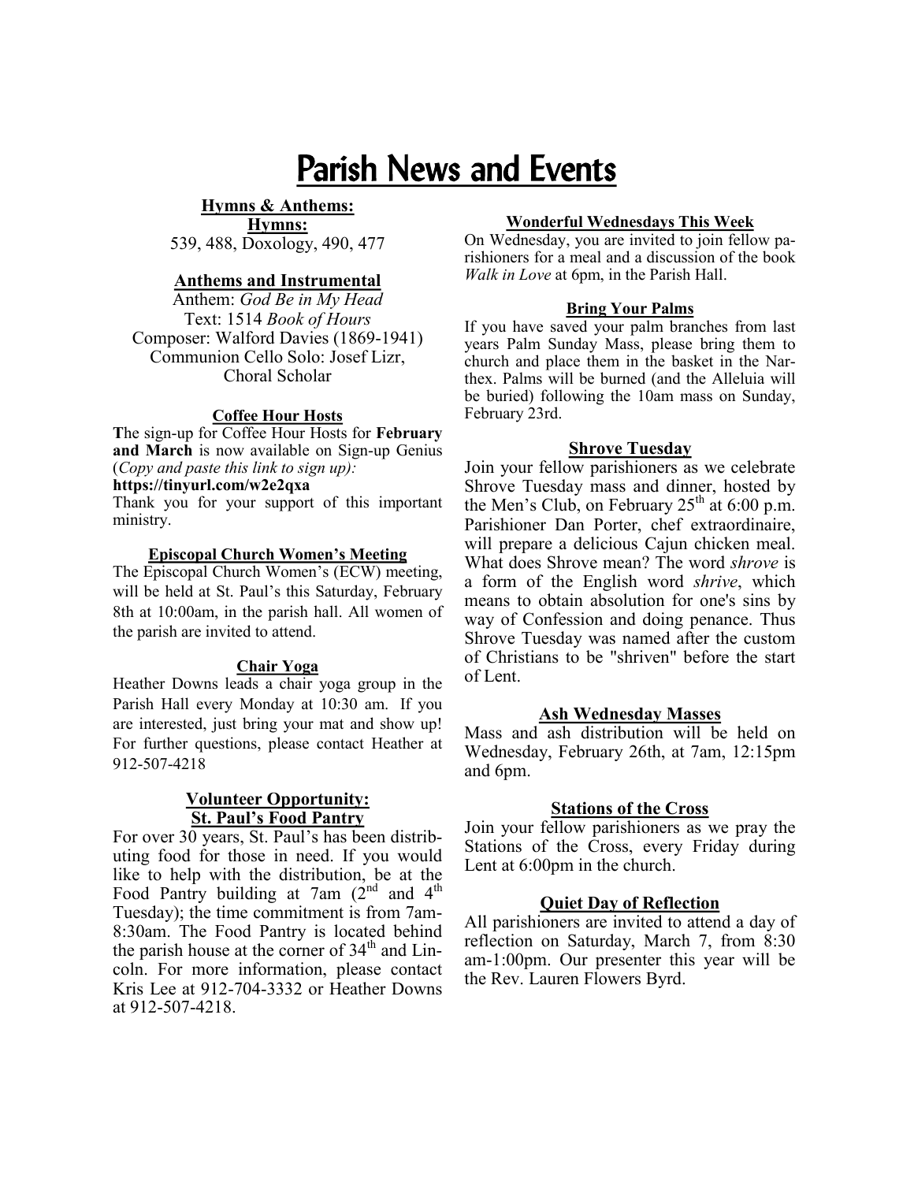# Parish News and Events

### Hymns & Anthems:

### Hymns:

539, 488, Doxology, 490, 477

### Anthems and Instrumental

Anthem: *God Be in My Head*
Text: 1514 *Book of Hours*
Composer: Walford Davies (1869-1941)
Communion Cello Solo: Josef Lizr, Choral Scholar

### Coffee Hour Hosts

**T**he sign-up for Coffee Hour Hosts for **February and March** is now available on Sign-up Genius (*Copy and paste this link to sign up):*
**https://tinyurl.com/w2e2qxa**
Thank you for your support of this important ministry.

### Episcopal Church Women's Meeting

The Episcopal Church Women's (ECW) meeting, will be held at St. Paul's this Saturday, February 8th at 10:00am, in the parish hall. All women of the parish are invited to attend.

### Chair Yoga

Heather Downs leads a chair yoga group in the Parish Hall every Monday at 10:30 am. If you are interested, just bring your mat and show up! For further questions, please contact Heather at 912-507-4218

### Volunteer Opportunity: St. Paul's Food Pantry

For over 30 years, St. Paul's has been distributing food for those in need. If you would like to help with the distribution, be at the Food Pantry building at 7am (2nd and 4th Tuesday); the time commitment is from 7am-8:30am. The Food Pantry is located behind the parish house at the corner of 34th and Lincoln. For more information, please contact Kris Lee at 912-704-3332 or Heather Downs at 912-507-4218.

### Wonderful Wednesdays This Week

On Wednesday, you are invited to join fellow parishioners for a meal and a discussion of the book *Walk in Love* at 6pm, in the Parish Hall.

### Bring Your Palms

If you have saved your palm branches from last years Palm Sunday Mass, please bring them to church and place them in the basket in the Narthex. Palms will be burned (and the Alleluia will be buried) following the 10am mass on Sunday, February 23rd.

### Shrove Tuesday

Join your fellow parishioners as we celebrate Shrove Tuesday mass and dinner, hosted by the Men's Club, on February 25th at 6:00 p.m. Parishioner Dan Porter, chef extraordinaire, will prepare a delicious Cajun chicken meal. What does Shrove mean? The word *shrove* is a form of the English word *shrive*, which means to obtain absolution for one's sins by way of Confession and doing penance. Thus Shrove Tuesday was named after the custom of Christians to be "shriven" before the start of Lent.

### Ash Wednesday Masses

Mass and ash distribution will be held on Wednesday, February 26th, at 7am, 12:15pm and 6pm.

### Stations of the Cross

Join your fellow parishioners as we pray the Stations of the Cross, every Friday during Lent at 6:00pm in the church.

### Quiet Day of Reflection

All parishioners are invited to attend a day of reflection on Saturday, March 7, from 8:30 am-1:00pm. Our presenter this year will be the Rev. Lauren Flowers Byrd.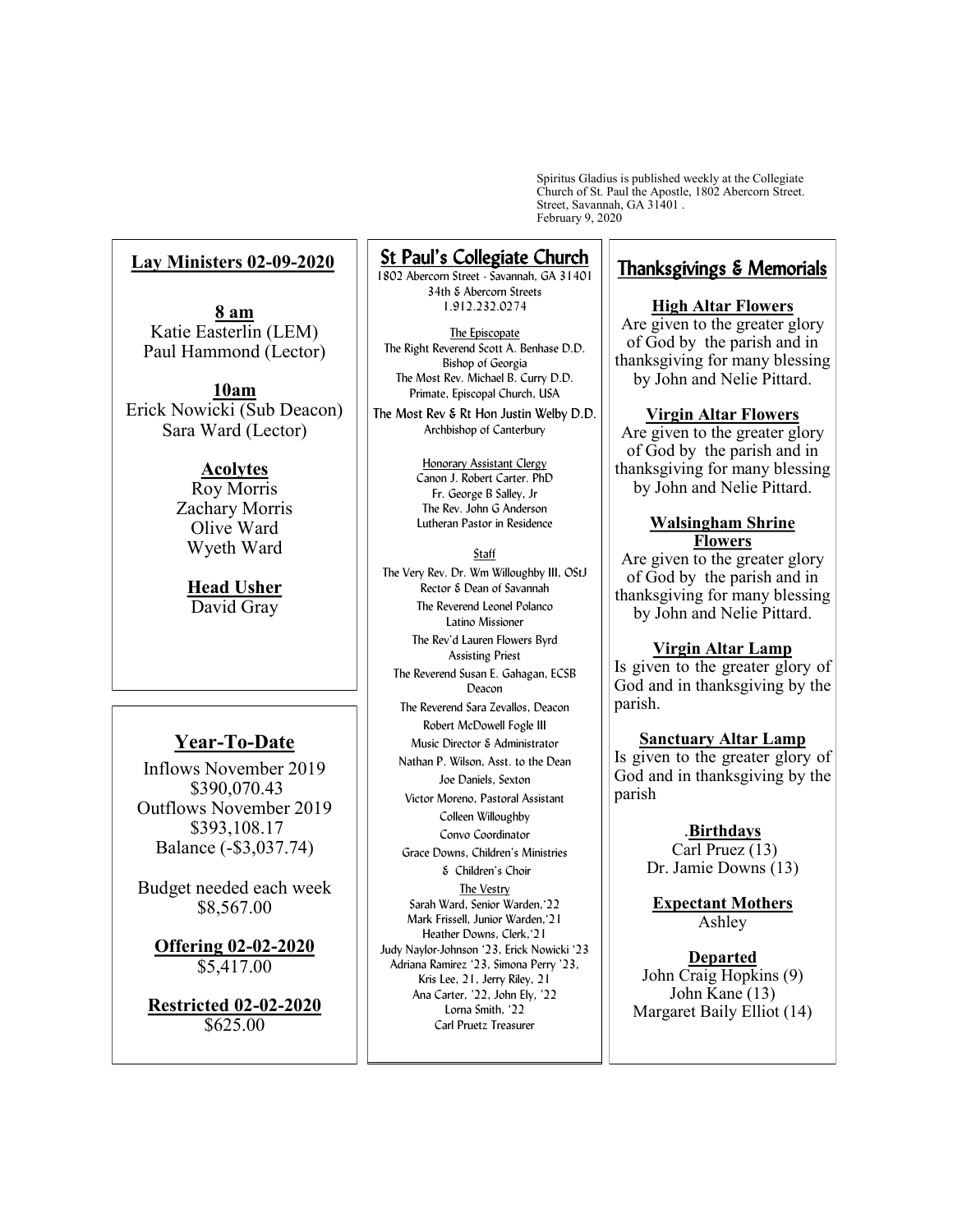Spiritus Gladius is published weekly at the Collegiate Church of St. Paul the Apostle, 1802 Abercorn Street. Street, Savannah, GA 31401 .
February 9, 2020

## Lay Ministers 02-09-2020

**8 am**
Katie Easterlin (LEM)
Paul Hammond (Lector)

**10am**
Erick Nowicki (Sub Deacon)
Sara Ward (Lector)

**Acolytes**
Roy Morris
Zachary Morris
Olive Ward
Wyeth Ward

**Head Usher**
David Gray

## Year-To-Date

Inflows November 2019
$390,070.43
Outflows November 2019
$393,108.17
Balance (-$3,037.74)

Budget needed each week
$8,567.00

**Offering 02-02-2020**
$5,417.00

**Restricted 02-02-2020**
$625.00

## St Paul's Collegiate Church

1802 Abercorn Street - Savannah, GA 31401
34th & Abercorn Streets
1.912.232.0274

The Episcopate
The Right Reverend Scott A. Benhase D.D.
Bishop of Georgia
The Most Rev. Michael B. Curry D.D.
Primate, Episcopal Church, USA
The Most Rev & Rt Hon Justin Welby D.D.
Archbishop of Canterbury

Honorary Assistant Clergy
Canon J. Robert Carter. PhD
Fr. George B Salley, Jr
The Rev. John G Anderson
Lutheran Pastor in Residence

Staff
The Very Rev. Dr. Wm Willoughby III, OStJ
Rector & Dean of Savannah
The Reverend Leonel Polanco
Latino Missioner
The Rev'd Lauren Flowers Byrd
Assisting Priest
The Reverend Susan E. Gahagan, ECSB
Deacon
The Reverend Sara Zevallos, Deacon
Robert McDowell Fogle III
Music Director & Administrator
Nathan P. Wilson, Asst. to the Dean
Joe Daniels, Sexton
Victor Moreno, Pastoral Assistant
Colleen Willoughby
Convo Coordinator
Grace Downs, Children's Ministries
& Children's Choir

The Vestry
Sarah Ward, Senior Warden,'22
Mark Frissell, Junior Warden,'21
Heather Downs, Clerk,'21
Judy Naylor-Johnson '23, Erick Nowicki '23
Adriana Ramirez '23, Simona Perry '23,
Kris Lee, 21, Jerry Riley, 21
Ana Carter, '22, John Ely, '22
Lorna Smith, '22
Carl Pruetz Treasurer

## Thanksgivings & Memorials

**High Altar Flowers**
Are given to the greater glory of God by the parish and in thanksgiving for many blessing by John and Nelie Pittard.

**Virgin Altar Flowers**
Are given to the greater glory of God by the parish and in thanksgiving for many blessing by John and Nelie Pittard.

**Walsingham Shrine Flowers**
Are given to the greater glory of God by the parish and in thanksgiving for many blessing by John and Nelie Pittard.

**Virgin Altar Lamp**
Is given to the greater glory of God and in thanksgiving by the parish.

**Sanctuary Altar Lamp**
Is given to the greater glory of God and in thanksgiving by the parish

.**Birthdays**
Carl Pruez (13)
Dr. Jamie Downs (13)

**Expectant Mothers**
Ashley

**Departed**
John Craig Hopkins (9)
John Kane (13)
Margaret Baily Elliot (14)